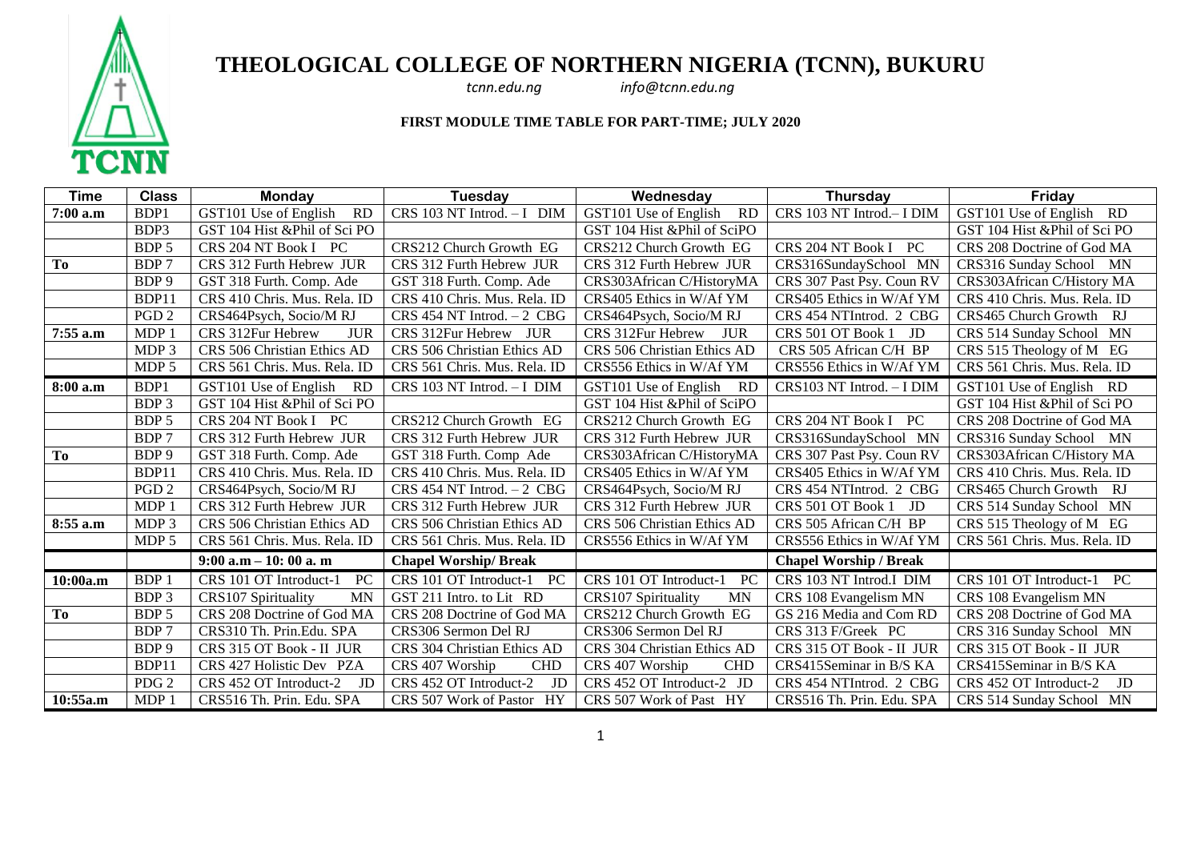# THEOLOGICAL COLLEGE OF NORTHERN NIGERIA (TCNN), BUKURU

*tcnn.edu.ng* *info@tcnn.edu.ng*

**FIRST MODULE TIME TABLE FOR PART-TIME; JULY 2020**

| Time | Class | Monday | Tuesday | Wednesday | Thursday | Friday |
|---|---|---|---|---|---|---|
| **7:00 a.m** | BDP1 | GST101 Use of English RD | CRS 103 NT Introd. – I DIM | GST101 Use of English RD | CRS 103 NT Introd.– I DIM | GST101 Use of English RD |
| | BDP3 | GST 104 Hist &Phil of Sci PO | | GST 104 Hist &Phil of SciPO | | GST 104 Hist &Phil of Sci PO |
| | BDP 5 | CRS 204 NT Book I PC | CRS212 Church Growth EG | CRS212 Church Growth EG | CRS 204 NT Book I PC | CRS 208 Doctrine of God MA |
| **To** | BDP 7 | CRS 312 Furth Hebrew JUR | CRS 312 Furth Hebrew JUR | CRS 312 Furth Hebrew JUR | CRS316SundaySchool MN | CRS316 Sunday School MN |
| | BDP 9 | GST 318 Furth. Comp. Ade | GST 318 Furth. Comp. Ade | CRS303African C/HistoryMA | CRS 307 Past Psy. Coun RV | CRS303African C/History MA |
| | BDP11 | CRS 410 Chris. Mus. Rela. ID | CRS 410 Chris. Mus. Rela. ID | CRS405 Ethics in W/Af YM | CRS405 Ethics in W/Af YM | CRS 410 Chris. Mus. Rela. ID |
| | PGD 2 | CRS464Psych, Socio/M RJ | CRS 454 NT Introd. – 2 CBG | CRS464Psych, Socio/M RJ | CRS 454 NTIntrod. 2 CBG | CRS465 Church Growth RJ |
| **7:55 a.m** | MDP 1 | CRS 312Fur Hebrew JUR | CRS 312Fur Hebrew JUR | CRS 312Fur Hebrew JUR | CRS 501 OT Book 1 JD | CRS 514 Sunday School MN |
| | MDP 3 | CRS 506 Christian Ethics AD | CRS 506 Christian Ethics AD | CRS 506 Christian Ethics AD | CRS 505 African C/H BP | CRS 515 Theology of M EG |
| | MDP 5 | CRS 561 Chris. Mus. Rela. ID | CRS 561 Chris. Mus. Rela. ID | CRS556 Ethics in W/Af YM | CRS556 Ethics in W/Af YM | CRS 561 Chris. Mus. Rela. ID |
| **8:00 a.m** | BDP1 | GST101 Use of English RD | CRS 103 NT Introd. – I DIM | GST101 Use of English RD | CRS103 NT Introd. – I DIM | GST101 Use of English RD |
| | BDP 3 | GST 104 Hist &Phil of Sci PO | | GST 104 Hist &Phil of SciPO | | GST 104 Hist &Phil of Sci PO |
| | BDP 5 | CRS 204 NT Book I PC | CRS212 Church Growth EG | CRS212 Church Growth EG | CRS 204 NT Book I PC | CRS 208 Doctrine of God MA |
| | BDP 7 | CRS 312 Furth Hebrew JUR | CRS 312 Furth Hebrew JUR | CRS 312 Furth Hebrew JUR | CRS316SundaySchool MN | CRS316 Sunday School MN |
| **To** | BDP 9 | GST 318 Furth. Comp. Ade | GST 318 Furth. Comp Ade | CRS303African C/HistoryMA | CRS 307 Past Psy. Coun RV | CRS303African C/History MA |
| | BDP11 | CRS 410 Chris. Mus. Rela. ID | CRS 410 Chris. Mus. Rela. ID | CRS405 Ethics in W/Af YM | CRS405 Ethics in W/Af YM | CRS 410 Chris. Mus. Rela. ID |
| | PGD 2 | CRS464Psych, Socio/M RJ | CRS 454 NT Introd. – 2 CBG | CRS464Psych, Socio/M RJ | CRS 454 NTIntrod. 2 CBG | CRS465 Church Growth RJ |
| | MDP 1 | CRS 312 Furth Hebrew JUR | CRS 312 Furth Hebrew JUR | CRS 312 Furth Hebrew JUR | CRS 501 OT Book 1 JD | CRS 514 Sunday School MN |
| **8:55 a.m** | MDP 3 | CRS 506 Christian Ethics AD | CRS 506 Christian Ethics AD | CRS 506 Christian Ethics AD | CRS 505 African C/H BP | CRS 515 Theology of M EG |
| | MDP 5 | CRS 561 Chris. Mus. Rela. ID | CRS 561 Chris. Mus. Rela. ID | CRS556 Ethics in W/Af YM | CRS556 Ethics in W/Af YM | CRS 561 Chris. Mus. Rela. ID |
| | | **9:00 a.m – 10: 00 a. m** | **Chapel Worship/ Break** | | **Chapel Worship / Break** | |
| **10:00a.m** | BDP 1 | CRS 101 OT Introduct-1 PC | CRS 101 OT Introduct-1 PC | CRS 101 OT Introduct-1 PC | CRS 103 NT Introd.I DIM | CRS 101 OT Introduct-1 PC |
| | BDP 3 | CRS107 Spirituality MN | GST 211 Intro. to Lit RD | CRS107 Spirituality MN | CRS 108 Evangelism MN | CRS 108 Evangelism MN |
| **To** | BDP 5 | CRS 208 Doctrine of God MA | CRS 208 Doctrine of God MA | CRS212 Church Growth EG | GS 216 Media and Com RD | CRS 208 Doctrine of God MA |
| | BDP 7 | CRS310 Th. Prin.Edu. SPA | CRS306 Sermon Del RJ | CRS306 Sermon Del RJ | CRS 313 F/Greek PC | CRS 316 Sunday School MN |
| | BDP 9 | CRS 315 OT Book - II JUR | CRS 304 Christian Ethics AD | CRS 304 Christian Ethics AD | CRS 315 OT Book - II JUR | CRS 315 OT Book - II JUR |
| | BDP11 | CRS 427 Holistic Dev PZA | CRS 407 Worship CHD | CRS 407 Worship CHD | CRS415Seminar in B/S KA | CRS415Seminar in B/S KA |
| | PDG 2 | CRS 452 OT Introduct-2 JD | CRS 452 OT Introduct-2 JD | CRS 452 OT Introduct-2 JD | CRS 454 NTIntrod. 2 CBG | CRS 452 OT Introduct-2 JD |
| **10:55a.m** | MDP 1 | CRS516 Th. Prin. Edu. SPA | CRS 507 Work of Pastor HY | CRS 507 Work of Past HY | CRS516 Th. Prin. Edu. SPA | CRS 514 Sunday School MN |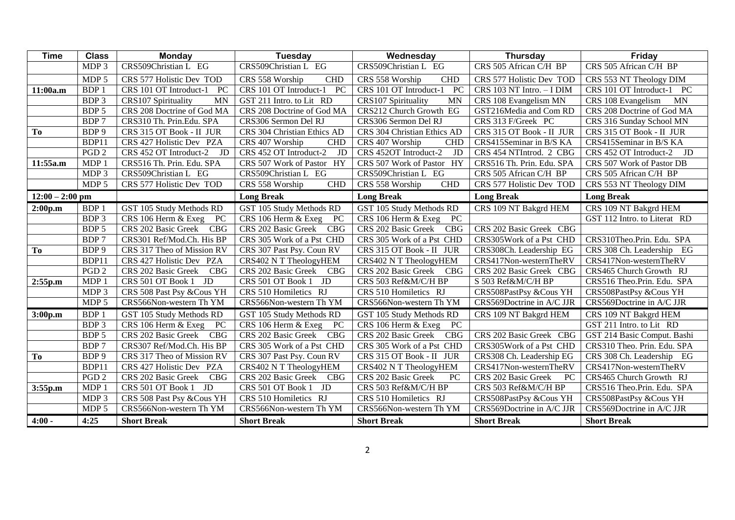| Time | Class | Monday | Tuesday | Wednesday | Thursday | Friday |
|---|---|---|---|---|---|---|
| | MDP 3 | CRS509Christian L EG | CRS509Christian L EG | CRS509Christian L EG | CRS 505 African C/H BP | CRS 505 African C/H BP |
| | MDP 5 | CRS 577 Holistic Dev TOD | CRS 558 Worship CHD | CRS 558 Worship CHD | CRS 577 Holistic Dev TOD | CRS 553 NT Theology DIM |
| 11:00a.m | BDP 1 | CRS 101 OT Introduct-1 PC | CRS 101 OT Introduct-1 PC | CRS 101 OT Introduct-1 PC | CRS 103 NT Intro. – I DIM | CRS 101 OT Introduct-1 PC |
| | BDP 3 | CRS107 Spirituality MN | GST 211 Intro. to Lit RD | CRS107 Spirituality MN | CRS 108 Evangelism MN | CRS 108 Evangelism MN |
| | BDP 5 | CRS 208 Doctrine of God MA | CRS 208 Doctrine of God MA | CRS212 Church Growth EG | GST216Media and Com RD | CRS 208 Doctrine of God MA |
| | BDP 7 | CRS310 Th. Prin.Edu. SPA | CRS306 Sermon Del RJ | CRS306 Sermon Del RJ | CRS 313 F/Greek PC | CRS 316 Sunday School MN |
| To | BDP 9 | CRS 315 OT Book - II JUR | CRS 304 Christian Ethics AD | CRS 304 Christian Ethics AD | CRS 315 OT Book - II JUR | CRS 315 OT Book - II JUR |
| | BDP11 | CRS 427 Holistic Dev PZA | CRS 407 Worship CHD | CRS 407 Worship CHD | CRS415Seminar in B/S KA | CRS415Seminar in B/S KA |
| | PGD 2 | CRS 452 OT Introduct-2 JD | CRS 452 OT Introduct-2 JD | CRS 452OT Introduct-2 JD | CRS 454 NTIntrod. 2 CBG | CRS 452 OT Introduct-2 JD |
| 11:55a.m | MDP 1 | CRS516 Th. Prin. Edu. SPA | CRS 507 Work of Pastor HY | CRS 507 Work of Pastor HY | CRS516 Th. Prin. Edu. SPA | CRS 507 Work of Pastor DB |
| | MDP 3 | CRS509Christian L EG | CRS509Christian L EG | CRS509Christian L EG | CRS 505 African C/H BP | CRS 505 African C/H BP |
| | MDP 5 | CRS 577 Holistic Dev TOD | CRS 558 Worship CHD | CRS 558 Worship CHD | CRS 577 Holistic Dev TOD | CRS 553 NT Theology DIM |
| **12:00 – 2:00 pm** | | | **Long Break** | **Long Break** | **Long Break** | **Long Break** |
| 2:00p.m | BDP 1 | GST 105 Study Methods RD | GST 105 Study Methods RD | GST 105 Study Methods RD | CRS 109 NT Bakgrd HEM | CRS 109 NT Bakgrd HEM |
| | BDP 3 | CRS 106 Herm & Exeg PC | CRS 106 Herm & Exeg PC | CRS 106 Herm & Exeg PC | | GST 112 Intro. to Literat RD |
| | BDP 5 | CRS 202 Basic Greek CBG | CRS 202 Basic Greek CBG | CRS 202 Basic Greek CBG | CRS 202 Basic Greek CBG | |
| | BDP 7 | CRS301 Ref/Mod.Ch. His BP | CRS 305 Work of a Pst CHD | CRS 305 Work of a Pst CHD | CRS305Work of a Pst CHD | CRS310Theo.Prin. Edu. SPA |
| To | BDP 9 | CRS 317 Theo of Mission RV | CRS 307 Past Psy. Coun RV | CRS 315 OT Book - II JUR | CRS308Ch. Leadership EG | CRS 308 Ch. Leadership EG |
| | BDP11 | CRS 427 Holistic Dev PZA | CRS402 N T TheologyHEM | CRS402 N T TheologyHEM | CRS417Non-westernTheRV | CRS417Non-westernTheRV |
| | PGD 2 | CRS 202 Basic Greek CBG | CRS 202 Basic Greek CBG | CRS 202 Basic Greek CBG | CRS 202 Basic Greek CBG | CRS465 Church Growth RJ |
| 2:55p.m | MDP 1 | CRS 501 OT Book 1 JD | CRS 501 OT Book 1 JD | CRS 503 Ref&M/C/H BP | S 503 Ref&M/C/H BP | CRS516 Theo.Prin. Edu. SPA |
| | MDP 3 | CRS 508 Past Psy &Cous YH | CRS 510 Homiletics RJ | CRS 510 Homiletics RJ | CRS508PastPsy &Cous YH | CRS508PastPsy &Cous YH |
| | MDP 5 | CRS566Non-western Th YM | CRS566Non-western Th YM | CRS566Non-western Th YM | CRS569Doctrine in A/C JJR | CRS569Doctrine in A/C JJR |
| 3:00p.m | BDP 1 | GST 105 Study Methods RD | GST 105 Study Methods RD | GST 105 Study Methods RD | CRS 109 NT Bakgrd HEM | CRS 109 NT Bakgrd HEM |
| | BDP 3 | CRS 106 Herm & Exeg PC | CRS 106 Herm & Exeg PC | CRS 106 Herm & Exeg PC | | GST 211 Intro. to Lit RD |
| | BDP 5 | CRS 202 Basic Greek CBG | CRS 202 Basic Greek CBG | CRS 202 Basic Greek CBG | CRS 202 Basic Greek CBG | GST 214 Basic Comput. Bashi |
| | BDP 7 | CRS307 Ref/Mod.Ch. His BP | CRS 305 Work of a Pst CHD | CRS 305 Work of a Pst CHD | CRS305Work of a Pst CHD | CRS310 Theo. Prin. Edu. SPA |
| To | BDP 9 | CRS 317 Theo of Mission RV | CRS 307 Past Psy. Coun RV | CRS 315 OT Book - II JUR | CRS308 Ch. Leadership EG | CRS 308 Ch. Leadership EG |
| | BDP11 | CRS 427 Holistic Dev PZA | CRS402 N T TheologyHEM | CRS402 N T TheologyHEM | CRS417Non-westernTheRV | CRS417Non-westernTheRV |
| | PGD 2 | CRS 202 Basic Greek CBG | CRS 202 Basic Greek CBG | CRS 202 Basic Greek PC | CRS 202 Basic Greek PC | CRS465 Church Growth RJ |
| 3:55p.m | MDP 1 | CRS 501 OT Book 1 JD | CRS 501 OT Book 1 JD | CRS 503 Ref&M/C/H BP | CRS 503 Ref&M/C/H BP | CRS516 Theo.Prin. Edu. SPA |
| | MDP 3 | CRS 508 Past Psy &Cous YH | CRS 510 Homiletics RJ | CRS 510 Homiletics RJ | CRS508PastPsy &Cous YH | CRS508PastPsy &Cous YH |
| | MDP 5 | CRS566Non-western Th YM | CRS566Non-western Th YM | CRS566Non-western Th YM | CRS569Doctrine in A/C JJR | CRS569Doctrine in A/C JJR |
| **4:00 -** | **4:25** | **Short Break** | **Short Break** | **Short Break** | **Short Break** | **Short Break** |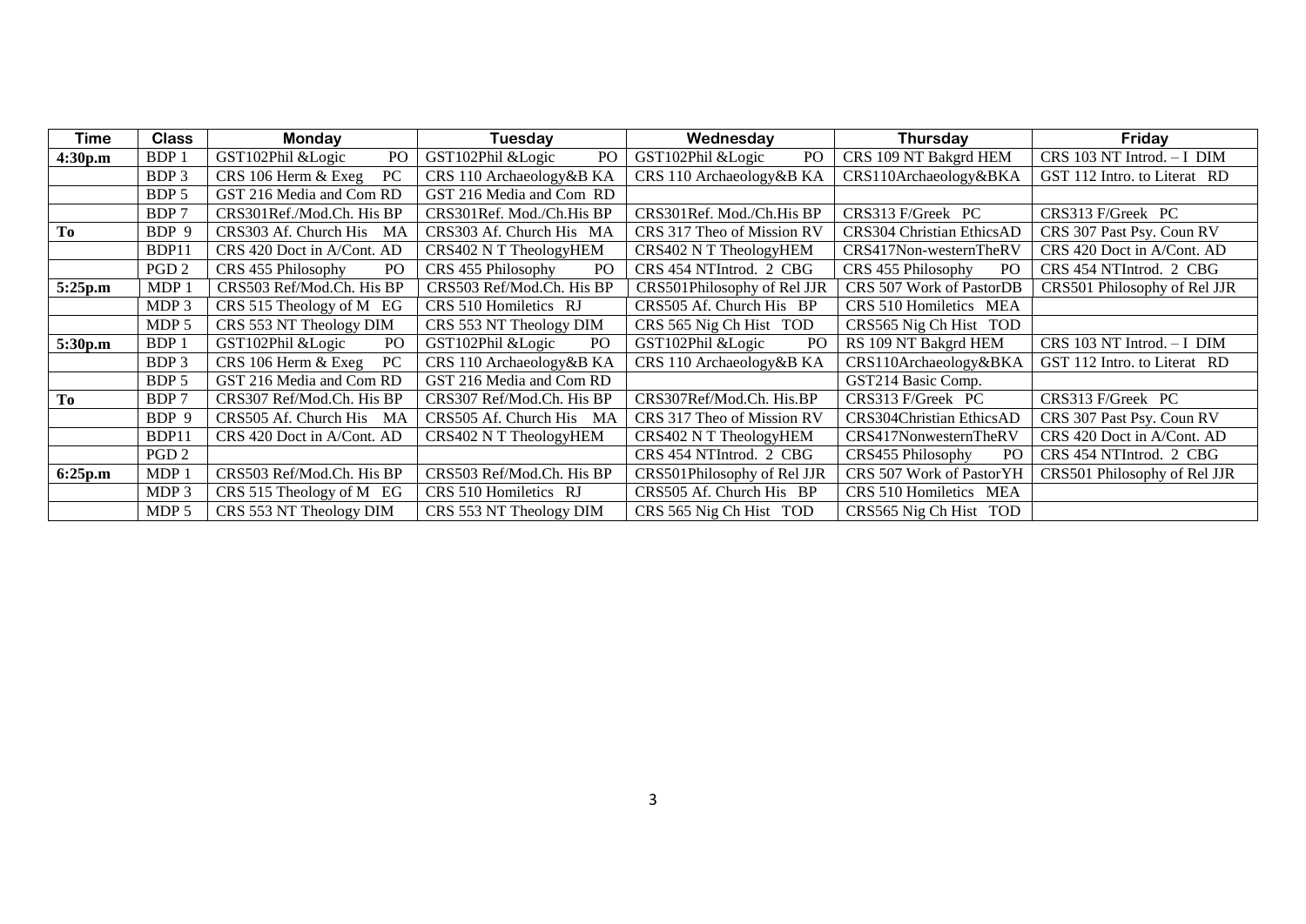| Time | Class | Monday | Tuesday | Wednesday | Thursday | Friday |
|---|---|---|---|---|---|---|
| 4:30p.m | BDP 1 | GST102Phil &Logic PO | GST102Phil &Logic PO | GST102Phil &Logic PO | CRS 109 NT Bakgrd HEM | CRS 103 NT Introd. – I DIM |
| | BDP 3 | CRS 106 Herm & Exeg PC | CRS 110 Archaeology&B KA | CRS 110 Archaeology&B KA | CRS110Archaeology&BKA | GST 112 Intro. to Literat RD |
| | BDP 5 | GST 216 Media and Com RD | GST 216 Media and Com RD | | | |
| | BDP 7 | CRS301Ref./Mod.Ch. His BP | CRS301Ref. Mod./Ch.His BP | CRS301Ref. Mod./Ch.His BP | CRS313 F/Greek PC | CRS313 F/Greek PC |
| To | BDP 9 | CRS303 Af. Church His MA | CRS303 Af. Church His MA | CRS 317 Theo of Mission RV | CRS304 Christian EthicsAD | CRS 307 Past Psy. Coun RV |
| | BDP11 | CRS 420 Doct in A/Cont. AD | CRS402 N T TheologyHEM | CRS402 N T TheologyHEM | CRS417Non-westernTheRV | CRS 420 Doct in A/Cont. AD |
| | PGD 2 | CRS 455 Philosophy PO | CRS 455 Philosophy PO | CRS 454 NTIntrod. 2 CBG | CRS 455 Philosophy PO | CRS 454 NTIntrod. 2 CBG |
| 5:25p.m | MDP 1 | CRS503 Ref/Mod.Ch. His BP | CRS503 Ref/Mod.Ch. His BP | CRS501Philosophy of Rel JJR | CRS 507 Work of PastorDB | CRS501 Philosophy of Rel JJR |
| | MDP 3 | CRS 515 Theology of M EG | CRS 510 Homiletics RJ | CRS505 Af. Church His BP | CRS 510 Homiletics MEA | |
| | MDP 5 | CRS 553 NT Theology DIM | CRS 553 NT Theology DIM | CRS 565 Nig Ch Hist TOD | CRS565 Nig Ch Hist TOD | |
| 5:30p.m | BDP 1 | GST102Phil &Logic PO | GST102Phil &Logic PO | GST102Phil &Logic PO | RS 109 NT Bakgrd HEM | CRS 103 NT Introd. – I DIM |
| | BDP 3 | CRS 106 Herm & Exeg PC | CRS 110 Archaeology&B KA | CRS 110 Archaeology&B KA | CRS110Archaeology&BKA | GST 112 Intro. to Literat RD |
| | BDP 5 | GST 216 Media and Com RD | GST 216 Media and Com RD | | GST214 Basic Comp. | |
| To | BDP 7 | CRS307 Ref/Mod.Ch. His BP | CRS307 Ref/Mod.Ch. His BP | CRS307Ref/Mod.Ch. His.BP | CRS313 F/Greek PC | CRS313 F/Greek PC |
| | BDP 9 | CRS505 Af. Church His MA | CRS505 Af. Church His MA | CRS 317 Theo of Mission RV | CRS304Christian EthicsAD | CRS 307 Past Psy. Coun RV |
| | BDP11 | CRS 420 Doct in A/Cont. AD | CRS402 N T TheologyHEM | CRS402 N T TheologyHEM | CRS417NonwesternTheRV | CRS 420 Doct in A/Cont. AD |
| | PGD 2 | | | CRS 454 NTIntrod. 2 CBG | CRS455 Philosophy PO | CRS 454 NTIntrod. 2 CBG |
| 6:25p.m | MDP 1 | CRS503 Ref/Mod.Ch. His BP | CRS503 Ref/Mod.Ch. His BP | CRS501Philosophy of Rel JJR | CRS 507 Work of PastorYH | CRS501 Philosophy of Rel JJR |
| | MDP 3 | CRS 515 Theology of M EG | CRS 510 Homiletics RJ | CRS505 Af. Church His BP | CRS 510 Homiletics MEA | |
| | MDP 5 | CRS 553 NT Theology DIM | CRS 553 NT Theology DIM | CRS 565 Nig Ch Hist TOD | CRS565 Nig Ch Hist TOD | |